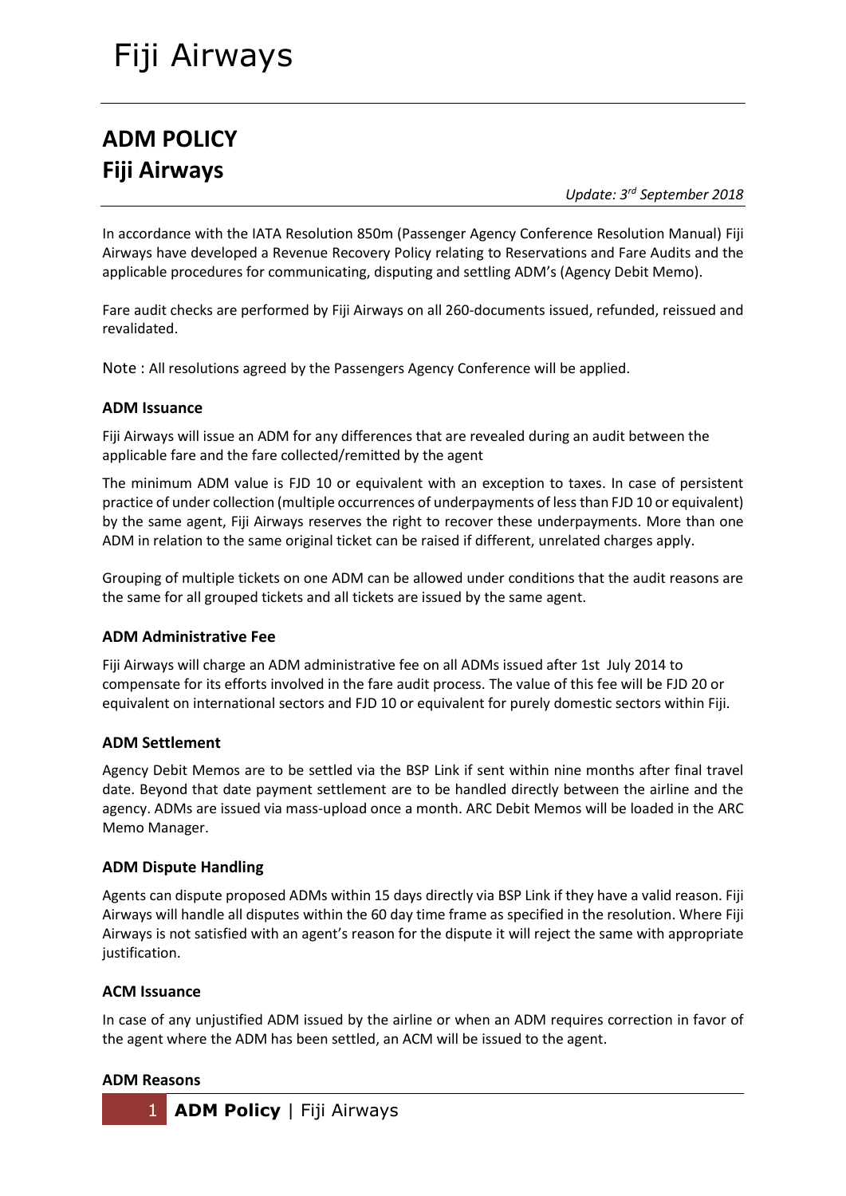# ADM POLICY
# Fiji Airways

*Update: 3rd September 2018*

In accordance with the IATA Resolution 850m (Passenger Agency Conference Resolution Manual) Fiji Airways have developed a Revenue Recovery Policy relating to Reservations and Fare Audits and the applicable procedures for communicating, disputing and settling ADM's (Agency Debit Memo).

Fare audit checks are performed by Fiji Airways on all 260-documents issued, refunded, reissued and revalidated.

Note : All resolutions agreed by the Passengers Agency Conference will be applied.

### ADM Issuance

Fiji Airways will issue an ADM for any differences that are revealed during an audit between the applicable fare and the fare collected/remitted by the agent

The minimum ADM value is FJD 10 or equivalent with an exception to taxes. In case of persistent practice of under collection (multiple occurrences of underpayments of less than FJD 10 or equivalent) by the same agent, Fiji Airways reserves the right to recover these underpayments. More than one ADM in relation to the same original ticket can be raised if different, unrelated charges apply.

Grouping of multiple tickets on one ADM can be allowed under conditions that the audit reasons are the same for all grouped tickets and all tickets are issued by the same agent.

### ADM Administrative Fee

Fiji Airways will charge an ADM administrative fee on all ADMs issued after 1st July 2014 to compensate for its efforts involved in the fare audit process. The value of this fee will be FJD 20 or equivalent on international sectors and FJD 10 or equivalent for purely domestic sectors within Fiji.

### ADM Settlement

Agency Debit Memos are to be settled via the BSP Link if sent within nine months after final travel date. Beyond that date payment settlement are to be handled directly between the airline and the agency. ADMs are issued via mass-upload once a month. ARC Debit Memos will be loaded in the ARC Memo Manager.

### ADM Dispute Handling

Agents can dispute proposed ADMs within 15 days directly via BSP Link if they have a valid reason. Fiji Airways will handle all disputes within the 60 day time frame as specified in the resolution. Where Fiji Airways is not satisfied with an agent's reason for the dispute it will reject the same with appropriate justification.

### ACM Issuance

In case of any unjustified ADM issued by the airline or when an ADM requires correction in favor of the agent where the ADM has been settled, an ACM will be issued to the agent.

### ADM Reasons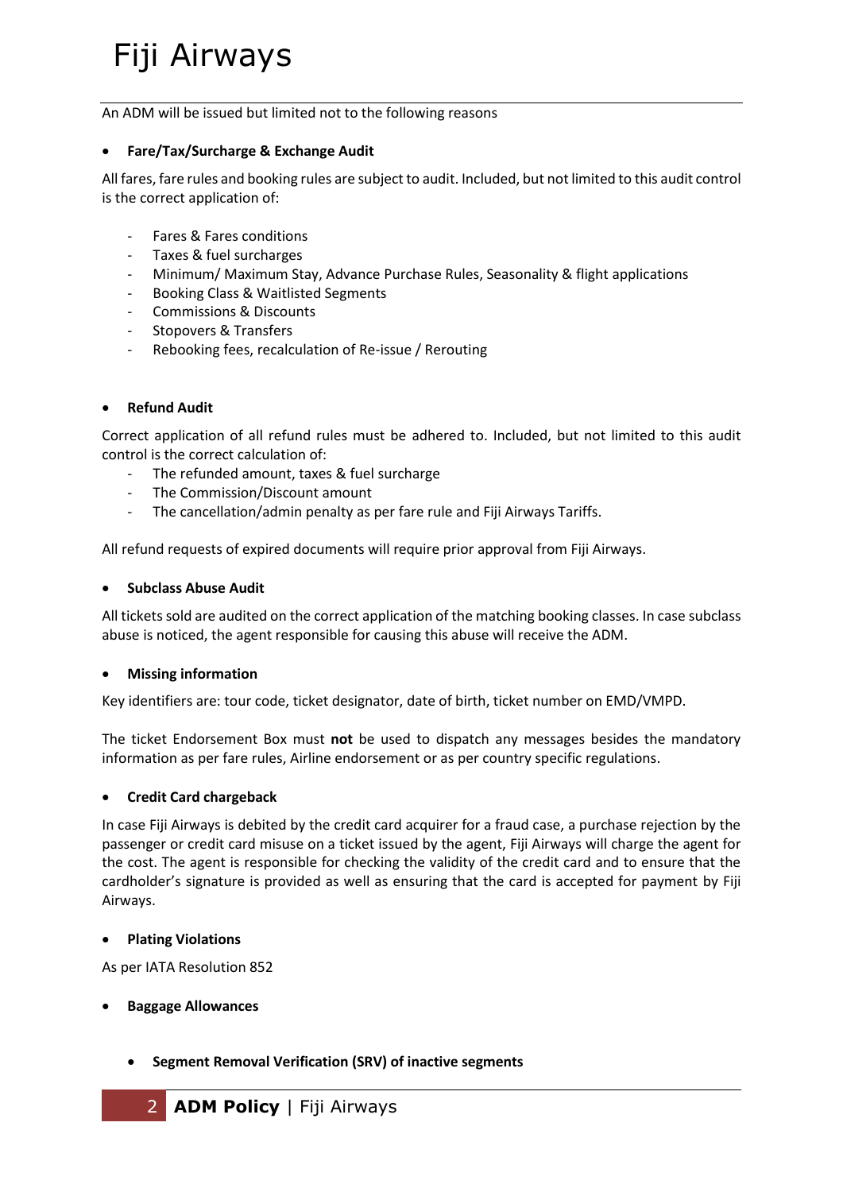An ADM will be issued but limited not to the following reasons

- **Fare/Tax/Surcharge & Exchange Audit**

All fares, fare rules and booking rules are subject to audit. Included, but not limited to this audit control is the correct application of:

- Fares & Fares conditions
- Taxes & fuel surcharges
- Minimum/ Maximum Stay, Advance Purchase Rules, Seasonality & flight applications
- Booking Class & Waitlisted Segments
- Commissions & Discounts
- Stopovers & Transfers
- Rebooking fees, recalculation of Re-issue / Rerouting

- **Refund Audit**

Correct application of all refund rules must be adhered to. Included, but not limited to this audit control is the correct calculation of:

- The refunded amount, taxes & fuel surcharge
- The Commission/Discount amount
- The cancellation/admin penalty as per fare rule and Fiji Airways Tariffs.

All refund requests of expired documents will require prior approval from Fiji Airways.

- **Subclass Abuse Audit**

All tickets sold are audited on the correct application of the matching booking classes. In case subclass abuse is noticed, the agent responsible for causing this abuse will receive the ADM.

- **Missing information**

Key identifiers are: tour code, ticket designator, date of birth, ticket number on EMD/VMPD.

The ticket Endorsement Box must **not** be used to dispatch any messages besides the mandatory information as per fare rules, Airline endorsement or as per country specific regulations.

- **Credit Card chargeback**

In case Fiji Airways is debited by the credit card acquirer for a fraud case, a purchase rejection by the passenger or credit card misuse on a ticket issued by the agent, Fiji Airways will charge the agent for the cost. The agent is responsible for checking the validity of the credit card and to ensure that the cardholder's signature is provided as well as ensuring that the card is accepted for payment by Fiji Airways.

- **Plating Violations**

As per IATA Resolution 852

- **Baggage Allowances**

  - **Segment Removal Verification (SRV) of inactive segments**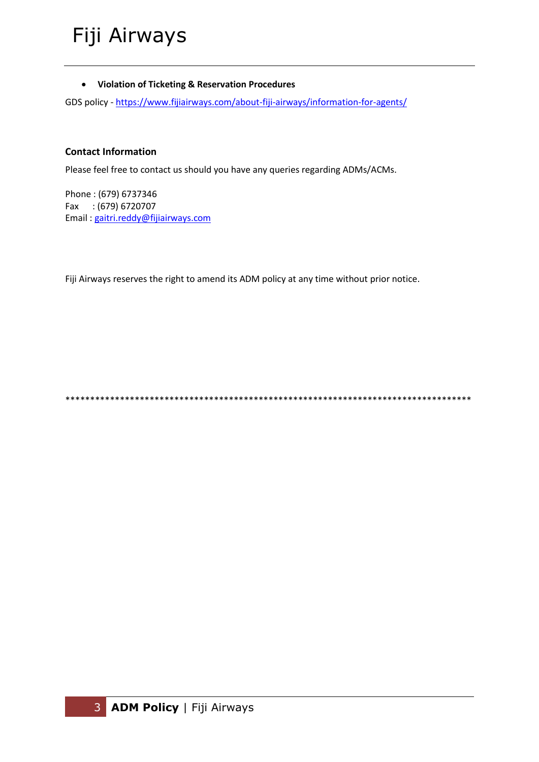- **Violation of Ticketing & Reservation Procedures**

GDS policy - https://www.fijiairways.com/about-fiji-airways/information-for-agents/

**Contact Information**

Please feel free to contact us should you have any queries regarding ADMs/ACMs.

Phone : (679) 6737346
Fax : (679) 6720707
Email : gaitri.reddy@fijiairways.com

Fiji Airways reserves the right to amend its ADM policy at any time without prior notice.

*************************************************************************************